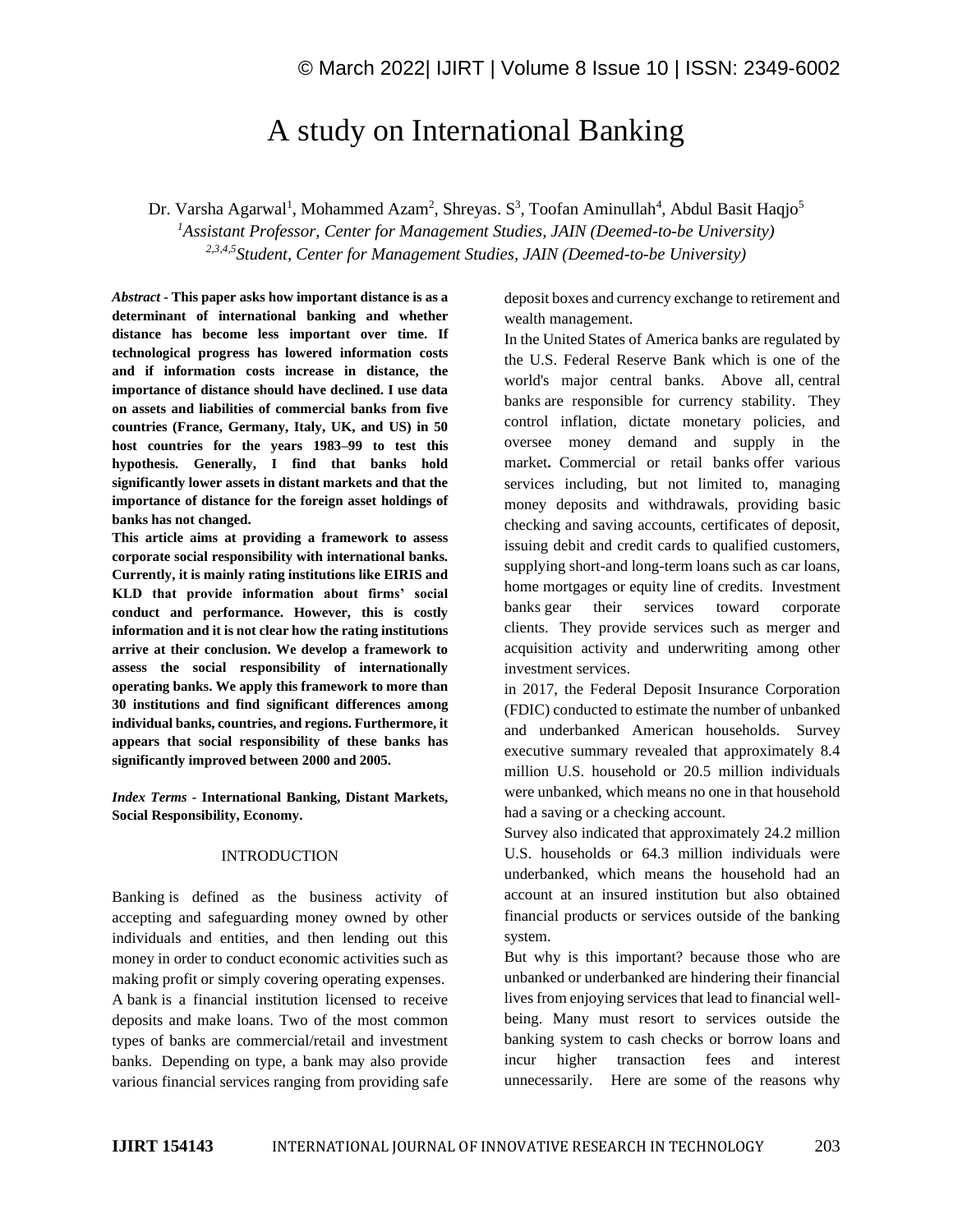# A study on International Banking

Dr. Varsha Agarwal[1], Mohammed Azam[2], Shreyas. S[3], Toofan Aminullah[4], Abdul Basit Haqjo[5]

[1]*Assistant Professor, Center for Management Studies, JAIN (Deemed-to-be University)*

[2,3,4,5]*Student, Center for Management Studies, JAIN (Deemed-to-be University)*

***Abstract* - This paper asks how important distance is as a determinant of international banking and whether distance has become less important over time. If technological progress has lowered information costs and if information costs increase in distance, the importance of distance should have declined. I use data on assets and liabilities of commercial banks from five countries (France, Germany, Italy, UK, and US) in 50 host countries for the years 1983–99 to test this hypothesis. Generally, I find that banks hold significantly lower assets in distant markets and that the importance of distance for the foreign asset holdings of banks has not changed.**

**This article aims at providing a framework to assess corporate social responsibility with international banks. Currently, it is mainly rating institutions like EIRIS and KLD that provide information about firms' social conduct and performance. However, this is costly information and it is not clear how the rating institutions arrive at their conclusion. We develop a framework to assess the social responsibility of internationally operating banks. We apply this framework to more than 30 institutions and find significant differences among individual banks, countries, and regions. Furthermore, it appears that social responsibility of these banks has significantly improved between 2000 and 2005.**

***Index Terms* - International Banking, Distant Markets, Social Responsibility, Economy.**

## INTRODUCTION

Banking is defined as the business activity of accepting and safeguarding money owned by other individuals and entities, and then lending out this money in order to conduct economic activities such as making profit or simply covering operating expenses.

A bank is a financial institution licensed to receive deposits and make loans. Two of the most common types of banks are commercial/retail and investment banks. Depending on type, a bank may also provide various financial services ranging from providing safe deposit boxes and currency exchange to retirement and wealth management.

In the United States of America banks are regulated by the U.S. Federal Reserve Bank which is one of the world's major central banks. Above all, central banks are responsible for currency stability. They control inflation, dictate monetary policies, and oversee money demand and supply in the market**.** Commercial or retail banks offer various services including, but not limited to, managing money deposits and withdrawals, providing basic checking and saving accounts, certificates of deposit, issuing debit and credit cards to qualified customers, supplying short-and long-term loans such as car loans, home mortgages or equity line of credits. Investment banks gear their services toward corporate clients. They provide services such as merger and acquisition activity and underwriting among other investment services.

in 2017, the Federal Deposit Insurance Corporation (FDIC) conducted to estimate the number of unbanked and underbanked American households. Survey executive summary revealed that approximately 8.4 million U.S. household or 20.5 million individuals were unbanked, which means no one in that household had a saving or a checking account.

Survey also indicated that approximately 24.2 million U.S. households or 64.3 million individuals were underbanked, which means the household had an account at an insured institution but also obtained financial products or services outside of the banking system.

But why is this important? because those who are unbanked or underbanked are hindering their financial lives from enjoying services that lead to financial well-being. Many must resort to services outside the banking system to cash checks or borrow loans and incur higher transaction fees and interest unnecessarily. Here are some of the reasons why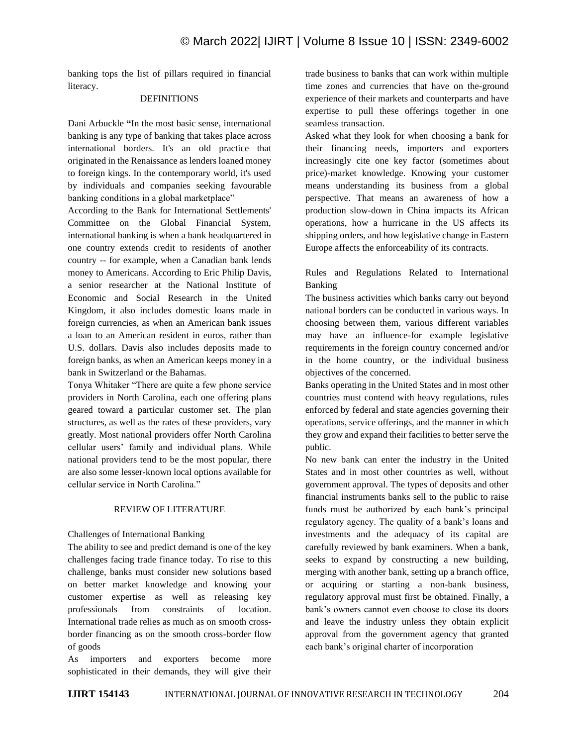banking tops the list of pillars required in financial literacy.

## DEFINITIONS

Dani Arbuckle **"**In the most basic sense, international banking is any type of banking that takes place across international borders. It's an old practice that originated in the Renaissance as lenders loaned money to foreign kings. In the contemporary world, it's used by individuals and companies seeking favourable banking conditions in a global marketplace"

According to the Bank for International Settlements' Committee on the Global Financial System, international banking is when a bank headquartered in one country extends credit to residents of another country -- for example, when a Canadian bank lends money to Americans. According to Eric Philip Davis, a senior researcher at the National Institute of Economic and Social Research in the United Kingdom, it also includes domestic loans made in foreign currencies, as when an American bank issues a loan to an American resident in euros, rather than U.S. dollars. Davis also includes deposits made to foreign banks, as when an American keeps money in a bank in Switzerland or the Bahamas.

Tonya Whitaker "There are quite a few phone service providers in North Carolina, each one offering plans geared toward a particular customer set. The plan structures, as well as the rates of these providers, vary greatly. Most national providers offer North Carolina cellular users' family and individual plans. While national providers tend to be the most popular, there are also some lesser-known local options available for cellular service in North Carolina."

## REVIEW OF LITERATURE

### Challenges of International Banking

The ability to see and predict demand is one of the key challenges facing trade finance today. To rise to this challenge, banks must consider new solutions based on better market knowledge and knowing your customer expertise as well as releasing key professionals from constraints of location. International trade relies as much as on smooth cross-border financing as on the smooth cross-border flow of goods

As importers and exporters become more sophisticated in their demands, they will give their trade business to banks that can work within multiple time zones and currencies that have on the-ground experience of their markets and counterparts and have expertise to pull these offerings together in one seamless transaction.

Asked what they look for when choosing a bank for their financing needs, importers and exporters increasingly cite one key factor (sometimes about price)-market knowledge. Knowing your customer means understanding its business from a global perspective. That means an awareness of how a production slow-down in China impacts its African operations, how a hurricane in the US affects its shipping orders, and how legislative change in Eastern Europe affects the enforceability of its contracts.

### Rules and Regulations Related to International Banking

The business activities which banks carry out beyond national borders can be conducted in various ways. In choosing between them, various different variables may have an influence-for example legislative requirements in the foreign country concerned and/or in the home country, or the individual business objectives of the concerned.

Banks operating in the United States and in most other countries must contend with heavy regulations, rules enforced by federal and state agencies governing their operations, service offerings, and the manner in which they grow and expand their facilities to better serve the public.

No new bank can enter the industry in the United States and in most other countries as well, without government approval. The types of deposits and other financial instruments banks sell to the public to raise funds must be authorized by each bank's principal regulatory agency. The quality of a bank's loans and investments and the adequacy of its capital are carefully reviewed by bank examiners. When a bank, seeks to expand by constructing a new building, merging with another bank, setting up a branch office, or acquiring or starting a non-bank business, regulatory approval must first be obtained. Finally, a bank's owners cannot even choose to close its doors and leave the industry unless they obtain explicit approval from the government agency that granted each bank's original charter of incorporation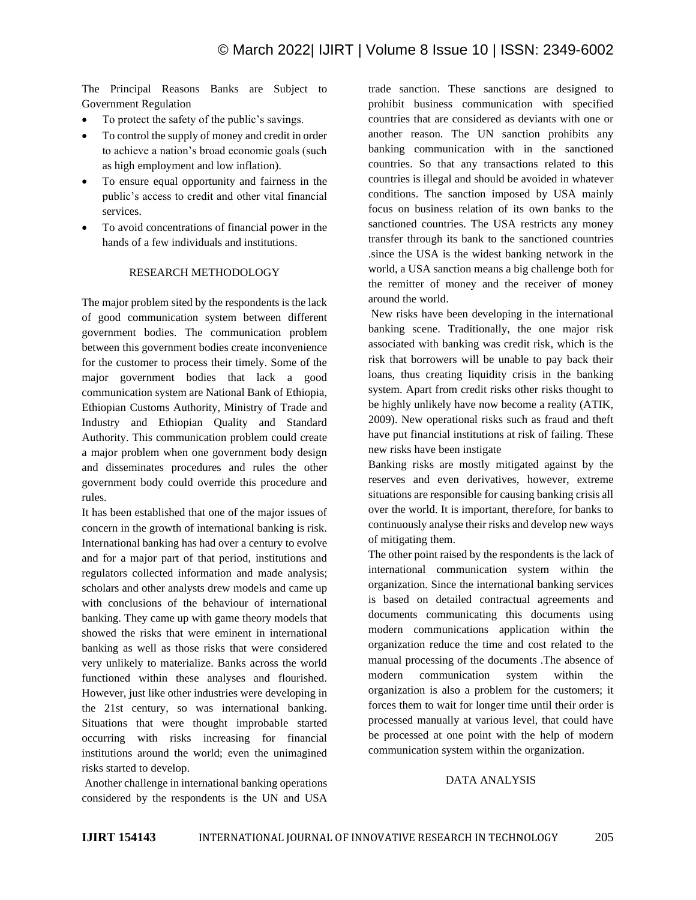The Principal Reasons Banks are Subject to Government Regulation

- To protect the safety of the public's savings.
- To control the supply of money and credit in order to achieve a nation's broad economic goals (such as high employment and low inflation).
- To ensure equal opportunity and fairness in the public's access to credit and other vital financial services.
- To avoid concentrations of financial power in the hands of a few individuals and institutions.

## RESEARCH METHODOLOGY

The major problem sited by the respondents is the lack of good communication system between different government bodies. The communication problem between this government bodies create inconvenience for the customer to process their timely. Some of the major government bodies that lack a good communication system are National Bank of Ethiopia, Ethiopian Customs Authority, Ministry of Trade and Industry and Ethiopian Quality and Standard Authority. This communication problem could create a major problem when one government body design and disseminates procedures and rules the other government body could override this procedure and rules.

It has been established that one of the major issues of concern in the growth of international banking is risk. International banking has had over a century to evolve and for a major part of that period, institutions and regulators collected information and made analysis; scholars and other analysts drew models and came up with conclusions of the behaviour of international banking. They came up with game theory models that showed the risks that were eminent in international banking as well as those risks that were considered very unlikely to materialize. Banks across the world functioned within these analyses and flourished. However, just like other industries were developing in the 21st century, so was international banking. Situations that were thought improbable started occurring with risks increasing for financial institutions around the world; even the unimagined risks started to develop.

Another challenge in international banking operations considered by the respondents is the UN and USA trade sanction. These sanctions are designed to prohibit business communication with specified countries that are considered as deviants with one or another reason. The UN sanction prohibits any banking communication with in the sanctioned countries. So that any transactions related to this countries is illegal and should be avoided in whatever conditions. The sanction imposed by USA mainly focus on business relation of its own banks to the sanctioned countries. The USA restricts any money transfer through its bank to the sanctioned countries .since the USA is the widest banking network in the world, a USA sanction means a big challenge both for the remitter of money and the receiver of money around the world.

New risks have been developing in the international banking scene. Traditionally, the one major risk associated with banking was credit risk, which is the risk that borrowers will be unable to pay back their loans, thus creating liquidity crisis in the banking system. Apart from credit risks other risks thought to be highly unlikely have now become a reality (ATIK, 2009). New operational risks such as fraud and theft have put financial institutions at risk of failing. These new risks have been instigate

Banking risks are mostly mitigated against by the reserves and even derivatives, however, extreme situations are responsible for causing banking crisis all over the world. It is important, therefore, for banks to continuously analyse their risks and develop new ways of mitigating them.

The other point raised by the respondents is the lack of international communication system within the organization. Since the international banking services is based on detailed contractual agreements and documents communicating this documents using modern communications application within the organization reduce the time and cost related to the manual processing of the documents .The absence of modern communication system within the organization is also a problem for the customers; it forces them to wait for longer time until their order is processed manually at various level, that could have be processed at one point with the help of modern communication system within the organization.

## DATA ANALYSIS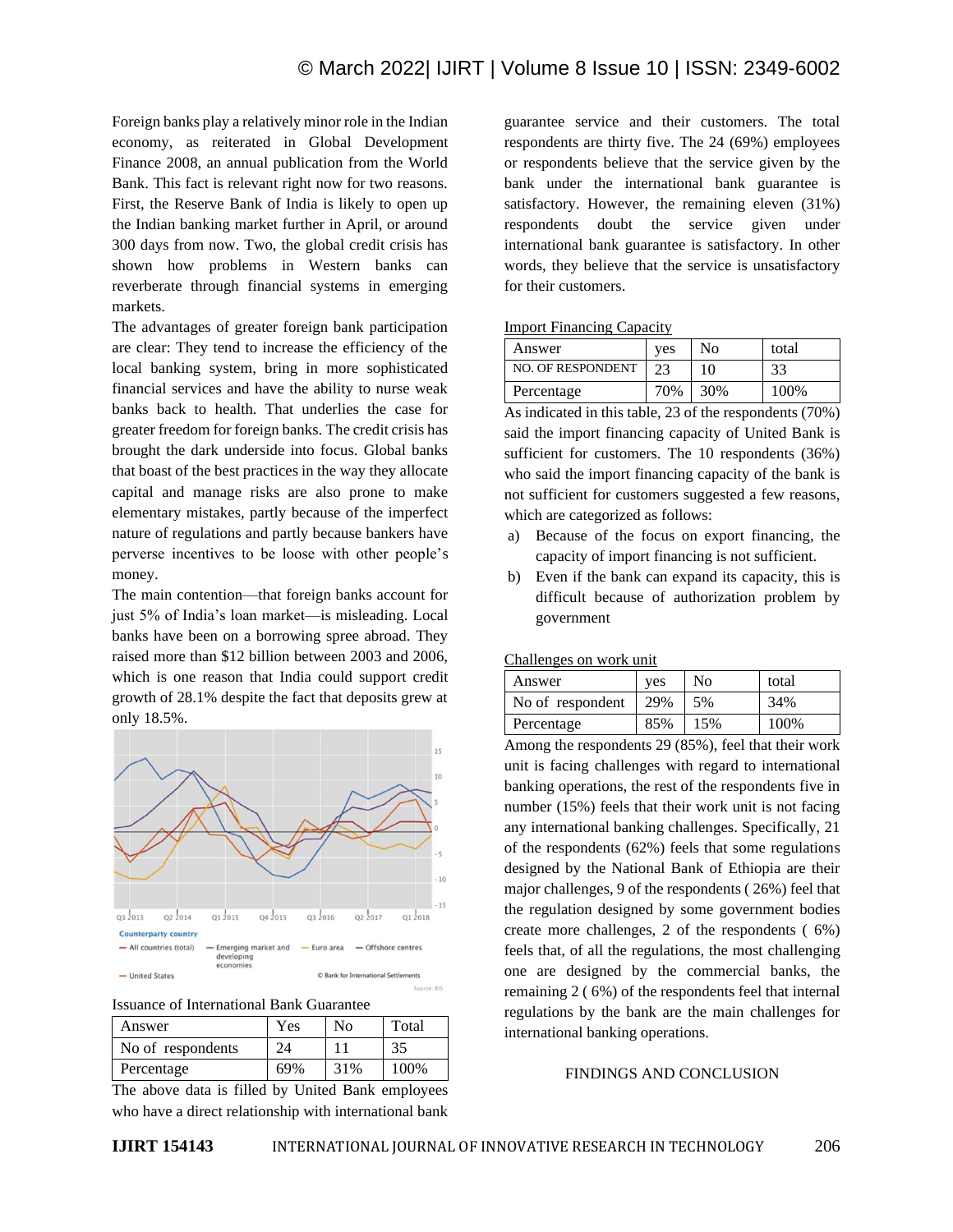Foreign banks play a relatively minor role in the Indian economy, as reiterated in Global Development Finance 2008, an annual publication from the World Bank. This fact is relevant right now for two reasons. First, the Reserve Bank of India is likely to open up the Indian banking market further in April, or around 300 days from now. Two, the global credit crisis has shown how problems in Western banks can reverberate through financial systems in emerging markets.

The advantages of greater foreign bank participation are clear: They tend to increase the efficiency of the local banking system, bring in more sophisticated financial services and have the ability to nurse weak banks back to health. That underlies the case for greater freedom for foreign banks. The credit crisis has brought the dark underside into focus. Global banks that boast of the best practices in the way they allocate capital and manage risks are also prone to make elementary mistakes, partly because of the imperfect nature of regulations and partly because bankers have perverse incentives to be loose with other people's money.

The main contention—that foreign banks account for just 5% of India's loan market—is misleading. Local banks have been on a borrowing spree abroad. They raised more than $12 billion between 2003 and 2006, which is one reason that India could support credit growth of 28.1% despite the fact that deposits grew at only 18.5%.

Issuance of International Bank Guarantee

| Answer | Yes | No | Total |
|---|---|---|---|
| No of respondents | 24 | 11 | 35 |
| Percentage | 69% | 31% | 100% |

The above data is filled by United Bank employees who have a direct relationship with international bank guarantee service and their customers. The total respondents are thirty five. The 24 (69%) employees or respondents believe that the service given by the bank under the international bank guarantee is satisfactory. However, the remaining eleven (31%) respondents doubt the service given under international bank guarantee is satisfactory. In other words, they believe that the service is unsatisfactory for their customers.

Import Financing Capacity

| Answer | yes | No | total |
|---|---|---|---|
| NO. OF RESPONDENT | 23 | 10 | 33 |
| Percentage | 70% | 30% | 100% |

As indicated in this table, 23 of the respondents (70%) said the import financing capacity of United Bank is sufficient for customers. The 10 respondents (36%) who said the import financing capacity of the bank is not sufficient for customers suggested a few reasons, which are categorized as follows:

a) Because of the focus on export financing, the capacity of import financing is not sufficient.
b) Even if the bank can expand its capacity, this is difficult because of authorization problem by government

Challenges on work unit

| Answer | yes | No | total |
|---|---|---|---|
| No of respondent | 29% | 5% | 34% |
| Percentage | 85% | 15% | 100% |

Among the respondents 29 (85%), feel that their work unit is facing challenges with regard to international banking operations, the rest of the respondents five in number (15%) feels that their work unit is not facing any international banking challenges. Specifically, 21 of the respondents (62%) feels that some regulations designed by the National Bank of Ethiopia are their major challenges, 9 of the respondents ( 26%) feel that the regulation designed by some government bodies create more challenges, 2 of the respondents ( 6%) feels that, of all the regulations, the most challenging one are designed by the commercial banks, the remaining 2 ( 6%) of the respondents feel that internal regulations by the bank are the main challenges for international banking operations.

## FINDINGS AND CONCLUSION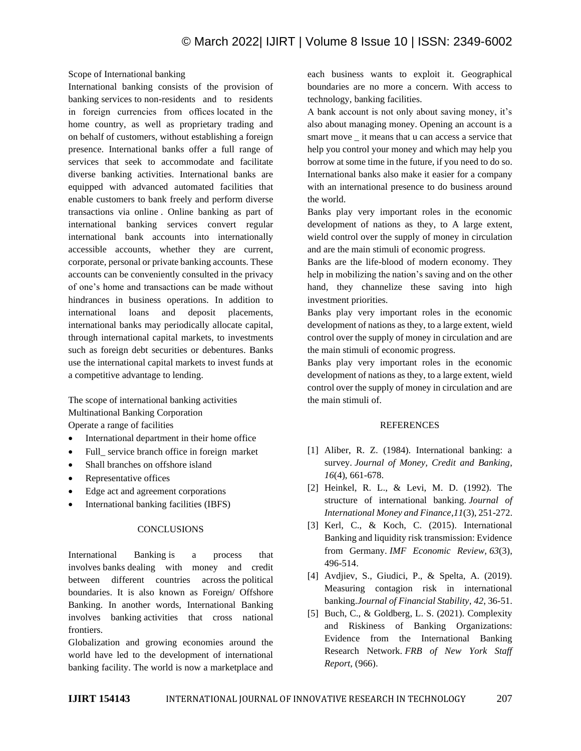Scope of International banking

International banking consists of the provision of banking services to non-residents and to residents in foreign currencies from offices located in the home country, as well as proprietary trading and on behalf of customers, without establishing a foreign presence. International banks offer a full range of services that seek to accommodate and facilitate diverse banking activities. International banks are equipped with advanced automated facilities that enable customers to bank freely and perform diverse transactions via online . Online banking as part of international banking services convert regular international bank accounts into internationally accessible accounts, whether they are current, corporate, personal or private banking accounts. These accounts can be conveniently consulted in the privacy of one's home and transactions can be made without hindrances in business operations. In addition to international loans and deposit placements, international banks may periodically allocate capital, through international capital markets, to investments such as foreign debt securities or debentures. Banks use the international capital markets to invest funds at a competitive advantage to lending.

The scope of international banking activities
Multinational Banking Corporation
Operate a range of facilities

- International department in their home office
- Full_ service branch office in foreign market
- Shall branches on offshore island
- Representative offices
- Edge act and agreement corporations
- International banking facilities (IBFS)

## CONCLUSIONS

International Banking is a process that involves banks dealing with money and credit between different countries across the political boundaries. It is also known as Foreign/ Offshore Banking. In another words, International Banking involves banking activities that cross national frontiers.

Globalization and growing economies around the world have led to the development of international banking facility. The world is now a marketplace and each business wants to exploit it. Geographical boundaries are no more a concern. With access to technology, banking facilities.

A bank account is not only about saving money, it's also about managing money. Opening an account is a smart move _ it means that u can access a service that help you control your money and which may help you borrow at some time in the future, if you need to do so. International banks also make it easier for a company with an international presence to do business around the world.

Banks play very important roles in the economic development of nations as they, to A large extent, wield control over the supply of money in circulation and are the main stimuli of economic progress.

Banks are the life-blood of modern economy. They help in mobilizing the nation's saving and on the other hand, they channelize these saving into high investment priorities.

Banks play very important roles in the economic development of nations as they, to a large extent, wield control over the supply of money in circulation and are the main stimuli of economic progress.

Banks play very important roles in the economic development of nations as they, to a large extent, wield control over the supply of money in circulation and are the main stimuli of.

## REFERENCES

[1] Aliber, R. Z. (1984). International banking: a survey. *Journal of Money, Credit and Banking*, *16*(4), 661-678.

[2] Heinkel, R. L., & Levi, M. D. (1992). The structure of international banking. *Journal of International Money and Finance*,*11*(3), 251-272.

[3] Kerl, C., & Koch, C. (2015). International Banking and liquidity risk transmission: Evidence from Germany. *IMF Economic Review*, *63*(3), 496-514.

[4] Avdjiev, S., Giudici, P., & Spelta, A. (2019). Measuring contagion risk in international banking.*Journal of Financial Stability*, *42*, 36-51.

[5] Buch, C., & Goldberg, L. S. (2021). Complexity and Riskiness of Banking Organizations: Evidence from the International Banking Research Network. *FRB of New York Staff Report*, (966).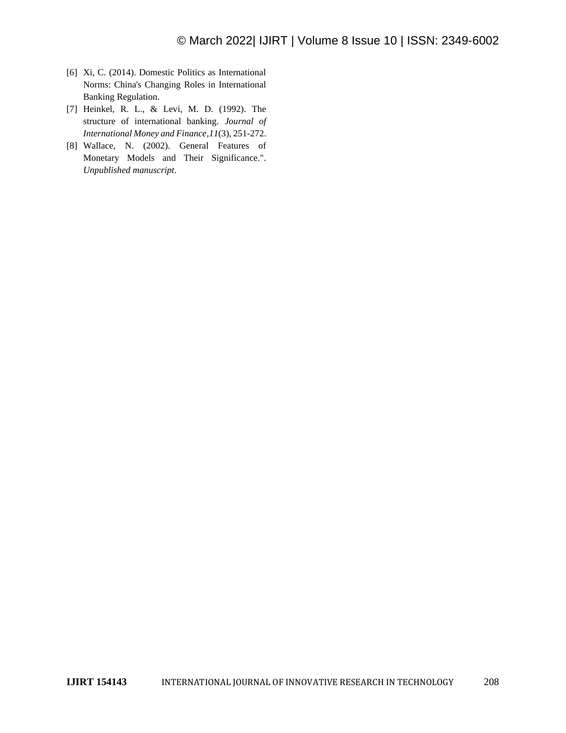[6] Xi, C. (2014). Domestic Politics as International Norms: China's Changing Roles in International Banking Regulation.

[7] Heinkel, R. L., & Levi, M. D. (1992). The structure of international banking. *Journal of International Money and Finance*,*11*(3), 251-272.

[8] Wallace, N. (2002). General Features of Monetary Models and Their Significance.". *Unpublished manuscript*.